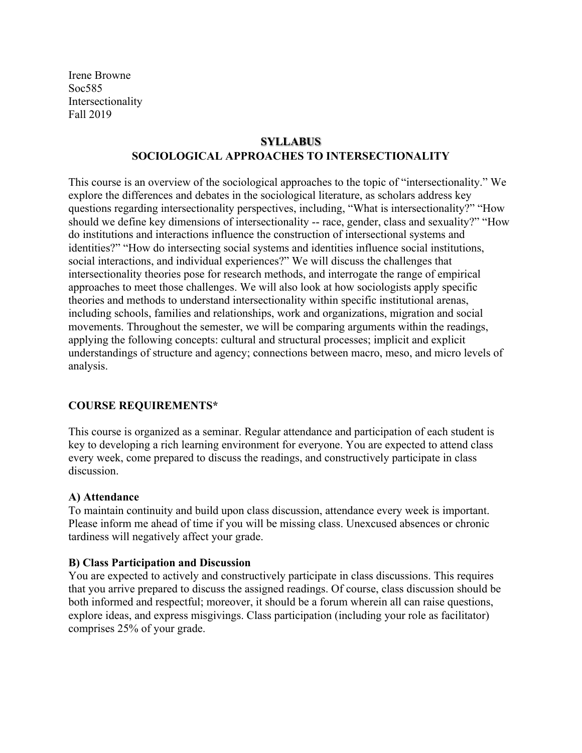Irene Browne
Soc585
Intersectionality
Fall 2019

# SYLLABUS
## SOCIOLOGICAL APPROACHES TO INTERSECTIONALITY

This course is an overview of the sociological approaches to the topic of "intersectionality." We explore the differences and debates in the sociological literature, as scholars address key questions regarding intersectionality perspectives, including, "What is intersectionality?" "How should we define key dimensions of intersectionality -- race, gender, class and sexuality?" "How do institutions and interactions influence the construction of intersectional systems and identities?" "How do intersecting social systems and identities influence social institutions, social interactions, and individual experiences?" We will discuss the challenges that intersectionality theories pose for research methods, and interrogate the range of empirical approaches to meet those challenges. We will also look at how sociologists apply specific theories and methods to understand intersectionality within specific institutional arenas, including schools, families and relationships, work and organizations, migration and social movements. Throughout the semester, we will be comparing arguments within the readings, applying the following concepts: cultural and structural processes; implicit and explicit understandings of structure and agency; connections between macro, meso, and micro levels of analysis.

## COURSE REQUIREMENTS*

This course is organized as a seminar. Regular attendance and participation of each student is key to developing a rich learning environment for everyone. You are expected to attend class every week, come prepared to discuss the readings, and constructively participate in class discussion.

### A) Attendance

To maintain continuity and build upon class discussion, attendance every week is important. Please inform me ahead of time if you will be missing class. Unexcused absences or chronic tardiness will negatively affect your grade.

### B) Class Participation and Discussion

You are expected to actively and constructively participate in class discussions. This requires that you arrive prepared to discuss the assigned readings. Of course, class discussion should be both informed and respectful; moreover, it should be a forum wherein all can raise questions, explore ideas, and express misgivings. Class participation (including your role as facilitator) comprises 25% of your grade.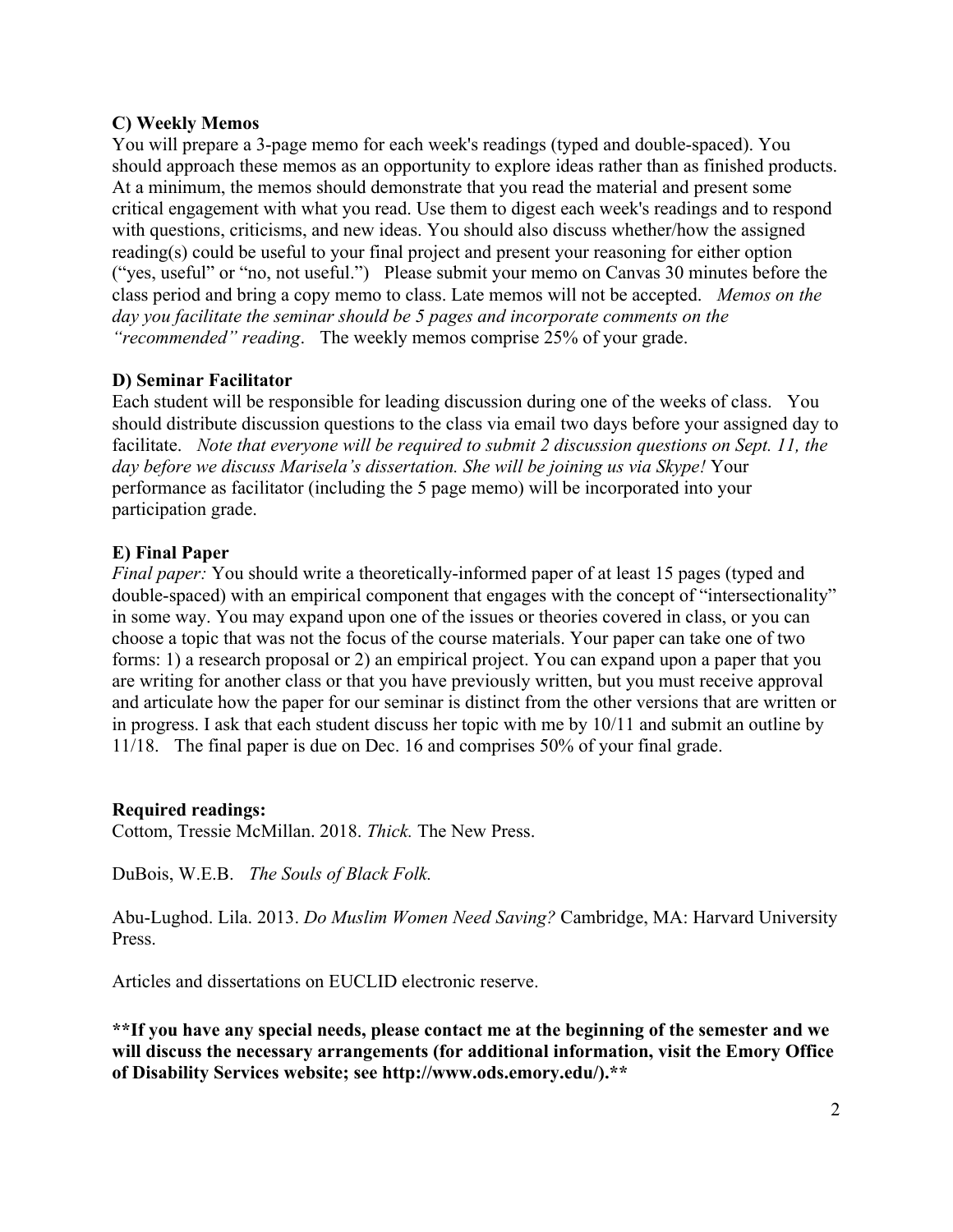**C) Weekly Memos**

You will prepare a 3-page memo for each week's readings (typed and double-spaced). You should approach these memos as an opportunity to explore ideas rather than as finished products. At a minimum, the memos should demonstrate that you read the material and present some critical engagement with what you read. Use them to digest each week's readings and to respond with questions, criticisms, and new ideas. You should also discuss whether/how the assigned reading(s) could be useful to your final project and present your reasoning for either option ("yes, useful" or "no, not useful.") Please submit your memo on Canvas 30 minutes before the class period and bring a copy memo to class. Late memos will not be accepted. *Memos on the day you facilitate the seminar should be 5 pages and incorporate comments on the "recommended" reading*. The weekly memos comprise 25% of your grade.

**D) Seminar Facilitator**

Each student will be responsible for leading discussion during one of the weeks of class. You should distribute discussion questions to the class via email two days before your assigned day to facilitate. *Note that everyone will be required to submit 2 discussion questions on Sept. 11, the day before we discuss Marisela's dissertation. She will be joining us via Skype!* Your performance as facilitator (including the 5 page memo) will be incorporated into your participation grade.

**E) Final Paper**

*Final paper:* You should write a theoretically-informed paper of at least 15 pages (typed and double-spaced) with an empirical component that engages with the concept of "intersectionality" in some way. You may expand upon one of the issues or theories covered in class, or you can choose a topic that was not the focus of the course materials. Your paper can take one of two forms: 1) a research proposal or 2) an empirical project. You can expand upon a paper that you are writing for another class or that you have previously written, but you must receive approval and articulate how the paper for our seminar is distinct from the other versions that are written or in progress. I ask that each student discuss her topic with me by 10/11 and submit an outline by 11/18. The final paper is due on Dec. 16 and comprises 50% of your final grade.

**Required readings:**

Cottom, Tressie McMillan. 2018. *Thick.* The New Press.

DuBois, W.E.B. *The Souls of Black Folk.*

Abu-Lughod. Lila. 2013. *Do Muslim Women Need Saving?* Cambridge, MA: Harvard University Press.

Articles and dissertations on EUCLID electronic reserve.

**\*\*If you have any special needs, please contact me at the beginning of the semester and we will discuss the necessary arrangements (for additional information, visit the Emory Office of Disability Services website; see http://www.ods.emory.edu/).\*\***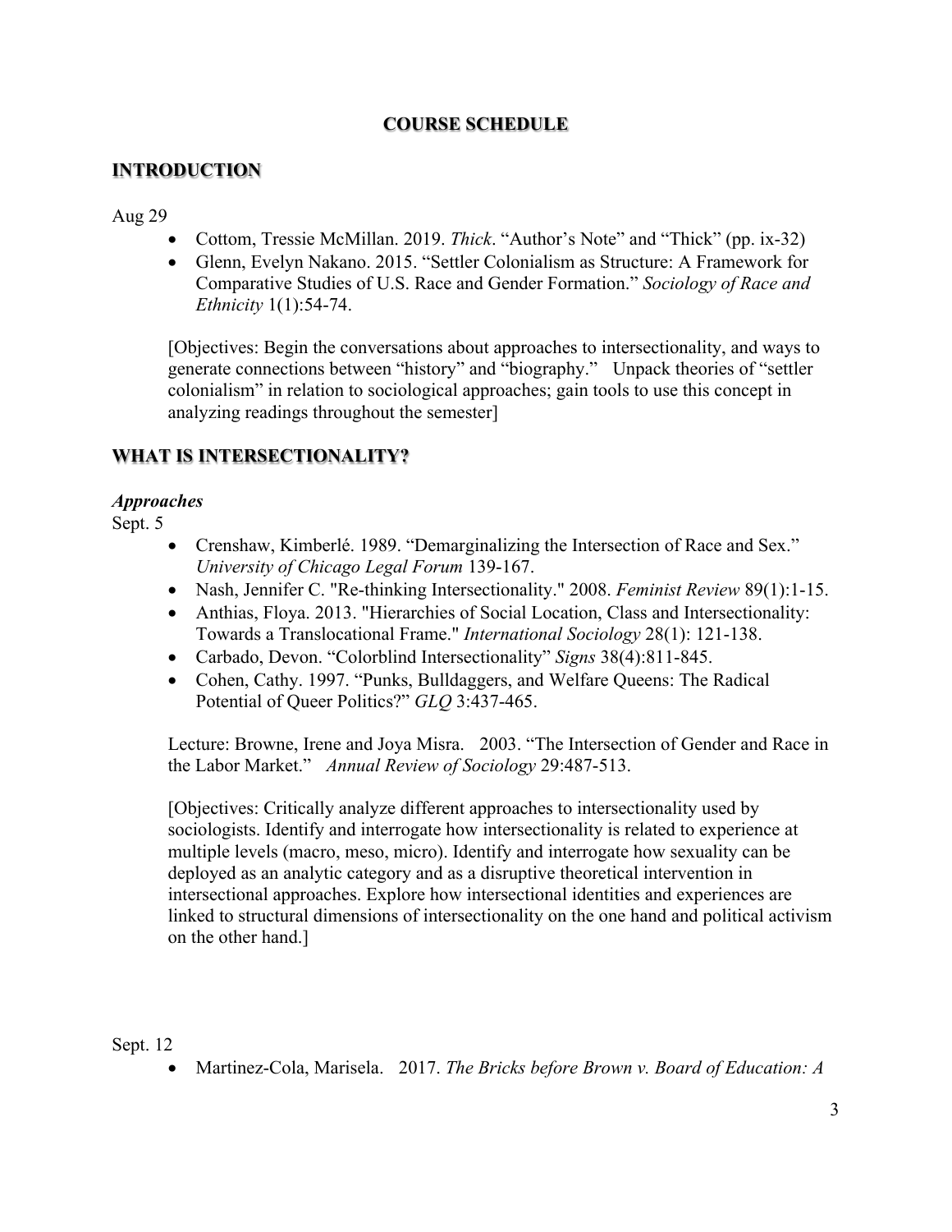# COURSE SCHEDULE

## INTRODUCTION

Aug 29

- Cottom, Tressie McMillan. 2019. *Thick*. "Author's Note" and "Thick" (pp. ix-32)
- Glenn, Evelyn Nakano. 2015. "Settler Colonialism as Structure: A Framework for Comparative Studies of U.S. Race and Gender Formation." *Sociology of Race and Ethnicity* 1(1):54-74.

[Objectives: Begin the conversations about approaches to intersectionality, and ways to generate connections between "history" and "biography." Unpack theories of "settler colonialism" in relation to sociological approaches; gain tools to use this concept in analyzing readings throughout the semester]

## WHAT IS INTERSECTIONALITY?

### *Approaches*

Sept. 5

- Crenshaw, Kimberlé. 1989. "Demarginalizing the Intersection of Race and Sex." *University of Chicago Legal Forum* 139-167.
- Nash, Jennifer C. "Re-thinking Intersectionality." 2008. *Feminist Review* 89(1):1-15.
- Anthias, Floya. 2013. "Hierarchies of Social Location, Class and Intersectionality: Towards a Translocational Frame." *International Sociology* 28(1): 121-138.
- Carbado, Devon. "Colorblind Intersectionality" *Signs* 38(4):811-845.
- Cohen, Cathy. 1997. "Punks, Bulldaggers, and Welfare Queens: The Radical Potential of Queer Politics?" *GLQ* 3:437-465.

Lecture: Browne, Irene and Joya Misra. 2003. "The Intersection of Gender and Race in the Labor Market." *Annual Review of Sociology* 29:487-513.

[Objectives: Critically analyze different approaches to intersectionality used by sociologists. Identify and interrogate how intersectionality is related to experience at multiple levels (macro, meso, micro). Identify and interrogate how sexuality can be deployed as an analytic category and as a disruptive theoretical intervention in intersectional approaches. Explore how intersectional identities and experiences are linked to structural dimensions of intersectionality on the one hand and political activism on the other hand.]

Sept. 12

- Martinez-Cola, Marisela. 2017. *The Bricks before Brown v. Board of Education: A*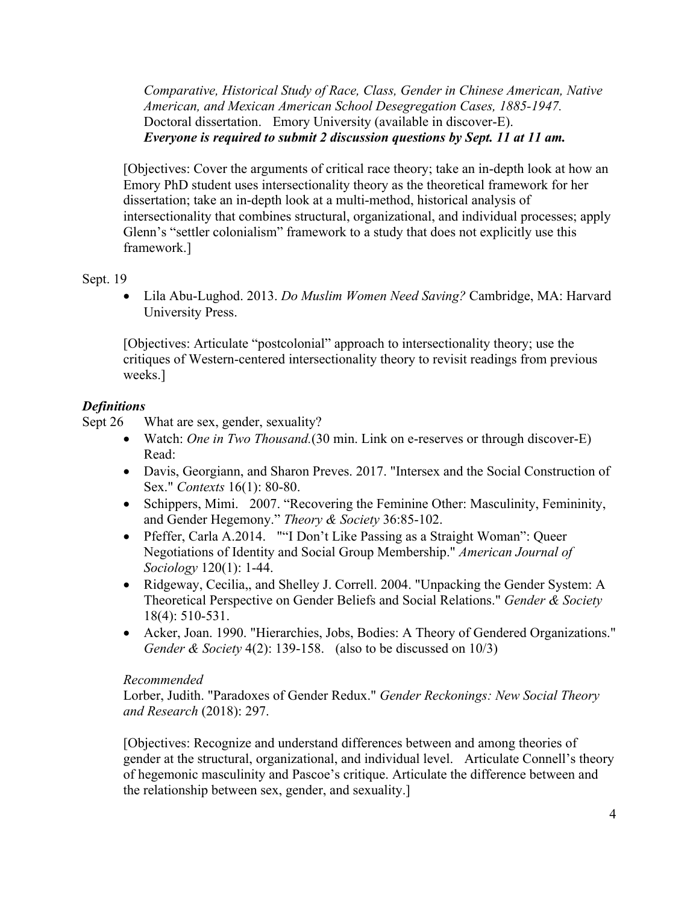*Comparative, Historical Study of Race, Class, Gender in Chinese American, Native American, and Mexican American School Desegregation Cases, 1885-1947.* Doctoral dissertation. Emory University (available in discover-E).
***Everyone is required to submit 2 discussion questions by Sept. 11 at 11 am.***

[Objectives: Cover the arguments of critical race theory; take an in-depth look at how an Emory PhD student uses intersectionality theory as the theoretical framework for her dissertation; take an in-depth look at a multi-method, historical analysis of intersectionality that combines structural, organizational, and individual processes; apply Glenn's "settler colonialism" framework to a study that does not explicitly use this framework.]

Sept. 19

- Lila Abu-Lughod. 2013. *Do Muslim Women Need Saving?* Cambridge, MA: Harvard University Press.

[Objectives: Articulate "postcolonial" approach to intersectionality theory; use the critiques of Western-centered intersectionality theory to revisit readings from previous weeks.]

***Definitions***

Sept 26 What are sex, gender, sexuality?

- Watch: *One in Two Thousand.*(30 min. Link on e-reserves or through discover-E) Read:
- Davis, Georgiann, and Sharon Preves. 2017. "Intersex and the Social Construction of Sex." *Contexts* 16(1): 80-80.
- Schippers, Mimi. 2007. "Recovering the Feminine Other: Masculinity, Femininity, and Gender Hegemony." *Theory & Society* 36:85-102.
- Pfeffer, Carla A.2014. ""I Don't Like Passing as a Straight Woman": Queer Negotiations of Identity and Social Group Membership." *American Journal of Sociology* 120(1): 1-44.
- Ridgeway, Cecilia,, and Shelley J. Correll. 2004. "Unpacking the Gender System: A Theoretical Perspective on Gender Beliefs and Social Relations." *Gender & Society* 18(4): 510-531.
- Acker, Joan. 1990. "Hierarchies, Jobs, Bodies: A Theory of Gendered Organizations." *Gender & Society* 4(2): 139-158. (also to be discussed on 10/3)

*Recommended*
Lorber, Judith. "Paradoxes of Gender Redux." *Gender Reckonings: New Social Theory and Research* (2018): 297.

[Objectives: Recognize and understand differences between and among theories of gender at the structural, organizational, and individual level. Articulate Connell's theory of hegemonic masculinity and Pascoe's critique. Articulate the difference between and the relationship between sex, gender, and sexuality.]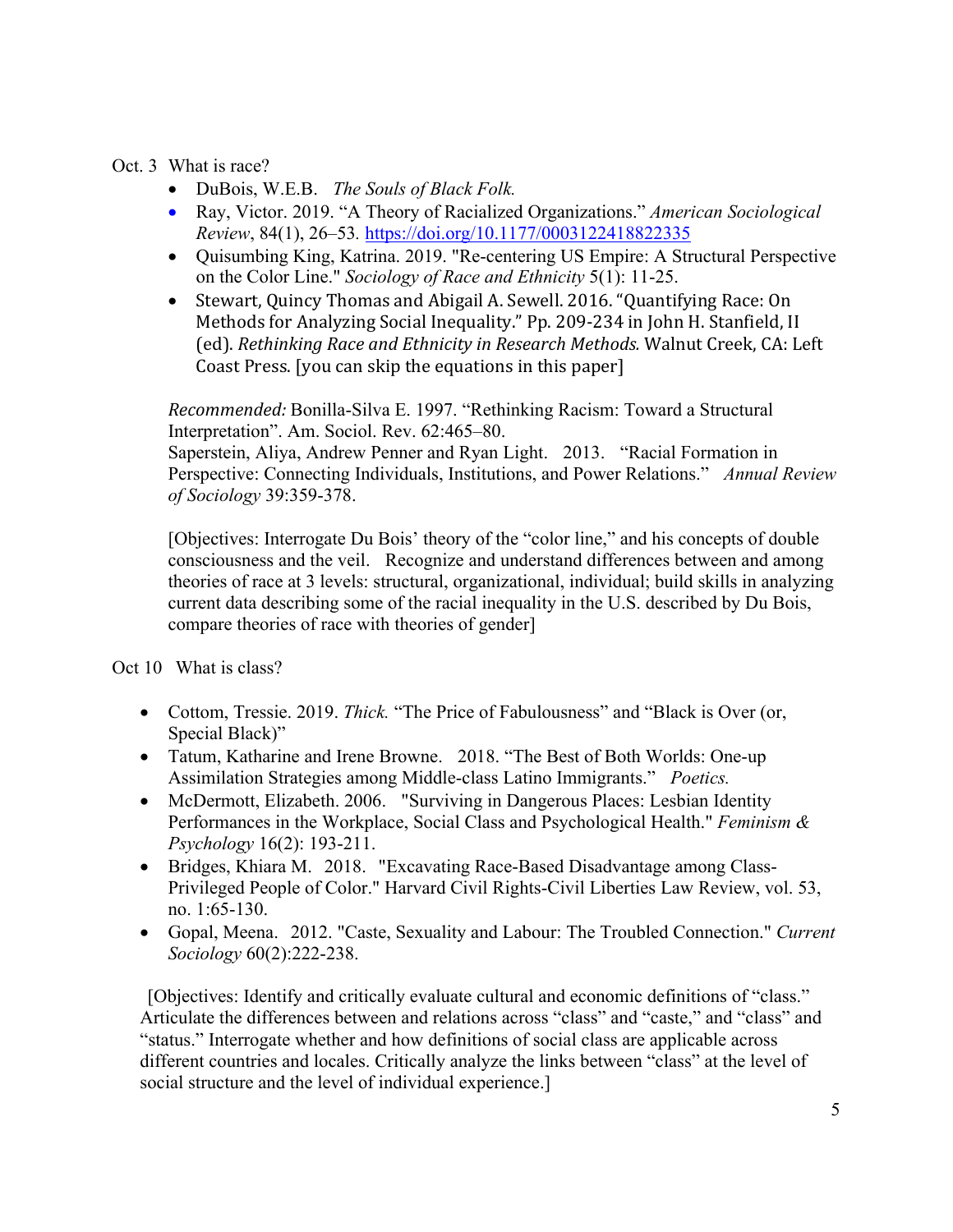Oct. 3 What is race?

- DuBois, W.E.B. *The Souls of Black Folk.*
- Ray, Victor. 2019. "A Theory of Racialized Organizations." *American Sociological Review*, 84(1), 26–53. https://doi.org/10.1177/0003122418822335
- Quisumbing King, Katrina. 2019. "Re-centering US Empire: A Structural Perspective on the Color Line." *Sociology of Race and Ethnicity* 5(1): 11-25.
- Stewart, Quincy Thomas and Abigail A. Sewell. 2016. "Quantifying Race: On Methods for Analyzing Social Inequality." Pp. 209-234 in John H. Stanfield, II (ed). *Rethinking Race and Ethnicity in Research Methods.* Walnut Creek, CA: Left Coast Press. [you can skip the equations in this paper]

*Recommended:* Bonilla-Silva E. 1997. "Rethinking Racism: Toward a Structural Interpretation". Am. Sociol. Rev. 62:465–80.
Saperstein, Aliya, Andrew Penner and Ryan Light. 2013. "Racial Formation in Perspective: Connecting Individuals, Institutions, and Power Relations." *Annual Review of Sociology* 39:359-378.

[Objectives: Interrogate Du Bois' theory of the "color line," and his concepts of double consciousness and the veil. Recognize and understand differences between and among theories of race at 3 levels: structural, organizational, individual; build skills in analyzing current data describing some of the racial inequality in the U.S. described by Du Bois, compare theories of race with theories of gender]

Oct 10 What is class?

- Cottom, Tressie. 2019. *Thick.* "The Price of Fabulousness" and "Black is Over (or, Special Black)"
- Tatum, Katharine and Irene Browne. 2018. "The Best of Both Worlds: One-up Assimilation Strategies among Middle-class Latino Immigrants." *Poetics.*
- McDermott, Elizabeth. 2006. "Surviving in Dangerous Places: Lesbian Identity Performances in the Workplace, Social Class and Psychological Health." *Feminism & Psychology* 16(2): 193-211.
- Bridges, Khiara M. 2018. "Excavating Race-Based Disadvantage among Class-Privileged People of Color." Harvard Civil Rights-Civil Liberties Law Review, vol. 53, no. 1:65-130.
- Gopal, Meena. 2012. "Caste, Sexuality and Labour: The Troubled Connection." *Current Sociology* 60(2):222-238.

[Objectives: Identify and critically evaluate cultural and economic definitions of "class." Articulate the differences between and relations across "class" and "caste," and "class" and "status." Interrogate whether and how definitions of social class are applicable across different countries and locales. Critically analyze the links between "class" at the level of social structure and the level of individual experience.]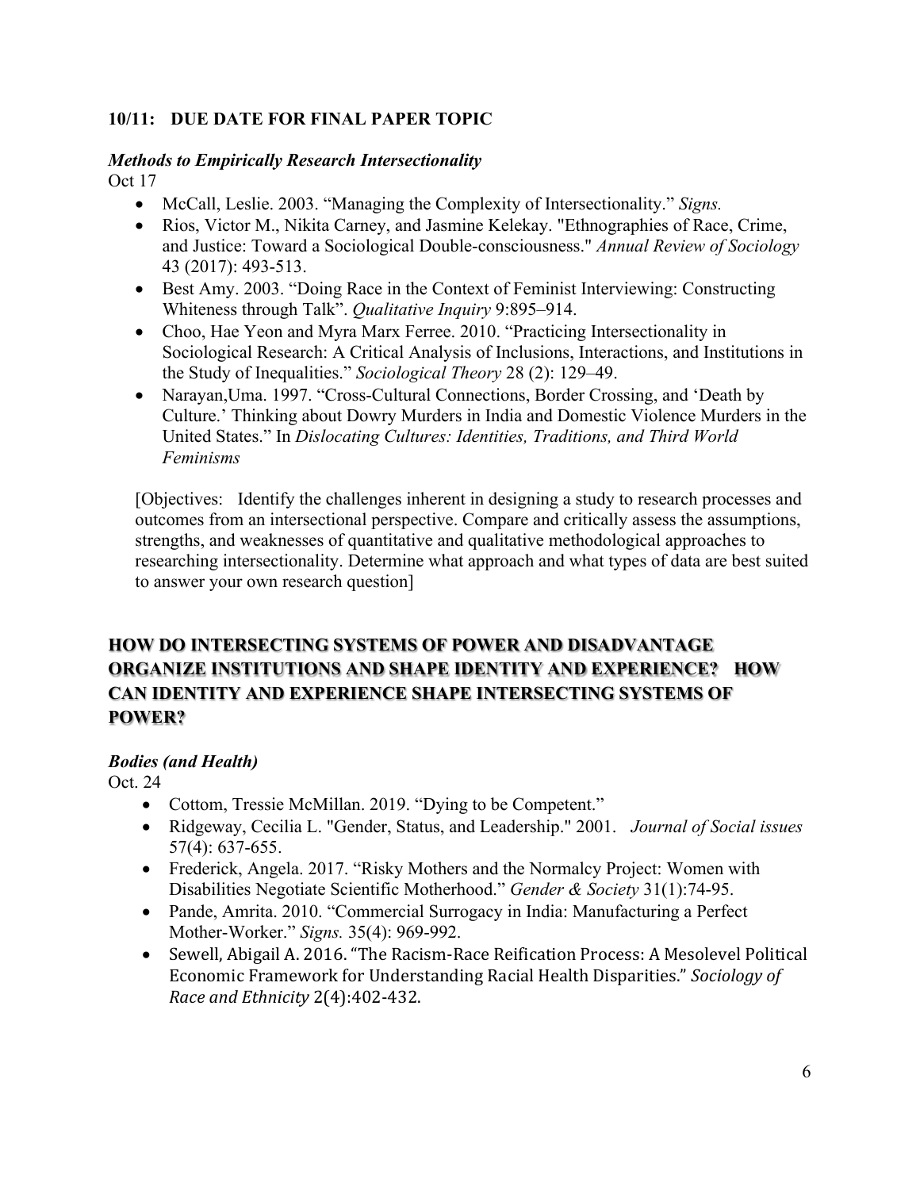**10/11: DUE DATE FOR FINAL PAPER TOPIC**

***Methods to Empirically Research Intersectionality***

Oct 17

- McCall, Leslie. 2003. "Managing the Complexity of Intersectionality." *Signs.*
- Rios, Victor M., Nikita Carney, and Jasmine Kelekay. "Ethnographies of Race, Crime, and Justice: Toward a Sociological Double-consciousness." *Annual Review of Sociology* 43 (2017): 493-513.
- Best Amy. 2003. "Doing Race in the Context of Feminist Interviewing: Constructing Whiteness through Talk". *Qualitative Inquiry* 9:895–914.
- Choo, Hae Yeon and Myra Marx Ferree. 2010. "Practicing Intersectionality in Sociological Research: A Critical Analysis of Inclusions, Interactions, and Institutions in the Study of Inequalities." *Sociological Theory* 28 (2): 129–49.
- Narayan,Uma. 1997. "Cross-Cultural Connections, Border Crossing, and 'Death by Culture.' Thinking about Dowry Murders in India and Domestic Violence Murders in the United States." In *Dislocating Cultures: Identities, Traditions, and Third World Feminisms*

[Objectives: Identify the challenges inherent in designing a study to research processes and outcomes from an intersectional perspective. Compare and critically assess the assumptions, strengths, and weaknesses of quantitative and qualitative methodological approaches to researching intersectionality. Determine what approach and what types of data are best suited to answer your own research question]

## HOW DO INTERSECTING SYSTEMS OF POWER AND DISADVANTAGE ORGANIZE INSTITUTIONS AND SHAPE IDENTITY AND EXPERIENCE? HOW CAN IDENTITY AND EXPERIENCE SHAPE INTERSECTING SYSTEMS OF POWER?

***Bodies (and Health)***

Oct. 24

- Cottom, Tressie McMillan. 2019. "Dying to be Competent."
- Ridgeway, Cecilia L. "Gender, Status, and Leadership." 2001. *Journal of Social issues* 57(4): 637-655.
- Frederick, Angela. 2017. "Risky Mothers and the Normalcy Project: Women with Disabilities Negotiate Scientific Motherhood." *Gender & Society* 31(1):74-95.
- Pande, Amrita. 2010. "Commercial Surrogacy in India: Manufacturing a Perfect Mother-Worker." *Signs.* 35(4): 969-992.
- Sewell, Abigail A. 2016. "The Racism-Race Reification Process: A Mesolevel Political Economic Framework for Understanding Racial Health Disparities." *Sociology of Race and Ethnicity* 2(4):402-432.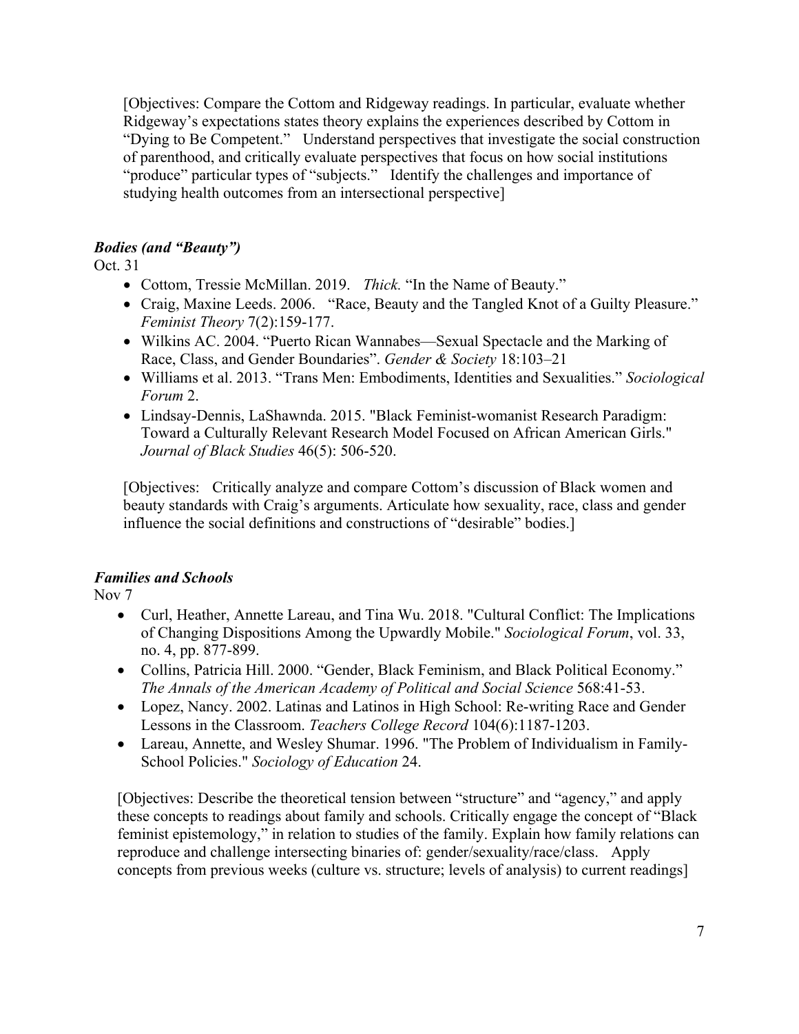[Objectives: Compare the Cottom and Ridgeway readings. In particular, evaluate whether Ridgeway's expectations states theory explains the experiences described by Cottom in "Dying to Be Competent." Understand perspectives that investigate the social construction of parenthood, and critically evaluate perspectives that focus on how social institutions "produce" particular types of "subjects." Identify the challenges and importance of studying health outcomes from an intersectional perspective]

### *Bodies (and "Beauty")*

Oct. 31

- Cottom, Tressie McMillan. 2019. *Thick.* "In the Name of Beauty."
- Craig, Maxine Leeds. 2006. "Race, Beauty and the Tangled Knot of a Guilty Pleasure." *Feminist Theory* 7(2):159-177.
- Wilkins AC. 2004. "Puerto Rican Wannabes—Sexual Spectacle and the Marking of Race, Class, and Gender Boundaries". *Gender & Society* 18:103–21
- Williams et al. 2013. "Trans Men: Embodiments, Identities and Sexualities." *Sociological Forum* 2.
- Lindsay-Dennis, LaShawnda. 2015. "Black Feminist-womanist Research Paradigm: Toward a Culturally Relevant Research Model Focused on African American Girls." *Journal of Black Studies* 46(5): 506-520.

[Objectives: Critically analyze and compare Cottom's discussion of Black women and beauty standards with Craig's arguments. Articulate how sexuality, race, class and gender influence the social definitions and constructions of "desirable" bodies.]

### *Families and Schools*

Nov 7

- Curl, Heather, Annette Lareau, and Tina Wu. 2018. "Cultural Conflict: The Implications of Changing Dispositions Among the Upwardly Mobile." *Sociological Forum*, vol. 33, no. 4, pp. 877-899.
- Collins, Patricia Hill. 2000. "Gender, Black Feminism, and Black Political Economy." *The Annals of the American Academy of Political and Social Science* 568:41-53.
- Lopez, Nancy. 2002. Latinas and Latinos in High School: Re-writing Race and Gender Lessons in the Classroom. *Teachers College Record* 104(6):1187-1203.
- Lareau, Annette, and Wesley Shumar. 1996. "The Problem of Individualism in Family-School Policies." *Sociology of Education* 24.

[Objectives: Describe the theoretical tension between "structure" and "agency," and apply these concepts to readings about family and schools. Critically engage the concept of "Black feminist epistemology," in relation to studies of the family. Explain how family relations can reproduce and challenge intersecting binaries of: gender/sexuality/race/class. Apply concepts from previous weeks (culture vs. structure; levels of analysis) to current readings]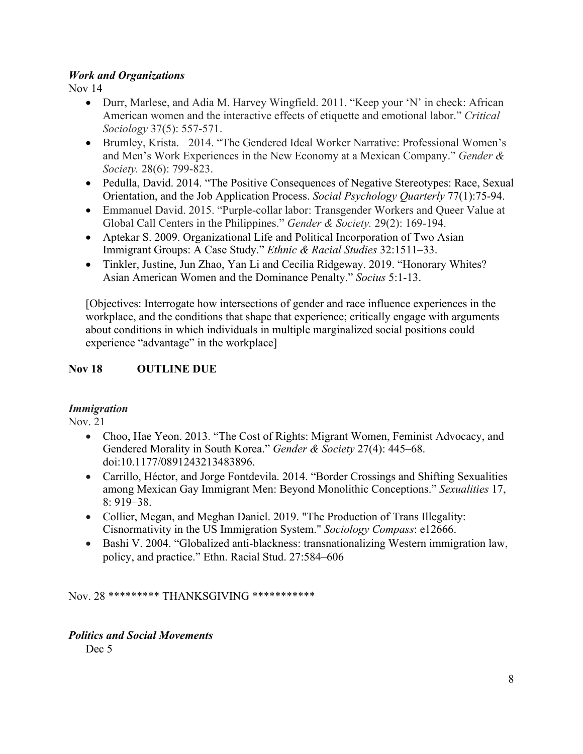***Work and Organizations***

Nov 14

- Durr, Marlese, and Adia M. Harvey Wingfield. 2011. "Keep your 'N' in check: African American women and the interactive effects of etiquette and emotional labor." *Critical Sociology* 37(5): 557-571.
- Brumley, Krista. 2014. "The Gendered Ideal Worker Narrative: Professional Women's and Men's Work Experiences in the New Economy at a Mexican Company." *Gender & Society.* 28(6): 799-823.
- Pedulla, David. 2014. "The Positive Consequences of Negative Stereotypes: Race, Sexual Orientation, and the Job Application Process. *Social Psychology Quarterly* 77(1):75-94.
- Emmanuel David. 2015. "Purple-collar labor: Transgender Workers and Queer Value at Global Call Centers in the Philippines." *Gender & Society.* 29(2): 169-194.
- Aptekar S. 2009. Organizational Life and Political Incorporation of Two Asian Immigrant Groups: A Case Study." *Ethnic & Racial Studies* 32:1511–33.
- Tinkler, Justine, Jun Zhao, Yan Li and Cecilia Ridgeway. 2019. "Honorary Whites? Asian American Women and the Dominance Penalty." *Socius* 5:1-13.

[Objectives: Interrogate how intersections of gender and race influence experiences in the workplace, and the conditions that shape that experience; critically engage with arguments about conditions in which individuals in multiple marginalized social positions could experience "advantage" in the workplace]

**Nov 18 OUTLINE DUE**

***Immigration***

Nov. 21

- Choo, Hae Yeon. 2013. "The Cost of Rights: Migrant Women, Feminist Advocacy, and Gendered Morality in South Korea." *Gender & Society* 27(4): 445–68. doi:10.1177/0891243213483896.
- Carrillo, Héctor, and Jorge Fontdevila. 2014. "Border Crossings and Shifting Sexualities among Mexican Gay Immigrant Men: Beyond Monolithic Conceptions." *Sexualities* 17, 8: 919–38.
- Collier, Megan, and Meghan Daniel. 2019. "The Production of Trans Illegality: Cisnormativity in the US Immigration System." *Sociology Compass*: e12666.
- Bashi V. 2004. "Globalized anti-blackness: transnationalizing Western immigration law, policy, and practice." Ethn. Racial Stud. 27:584–606

Nov. 28 ********* THANKSGIVING ***********

***Politics and Social Movements***

Dec 5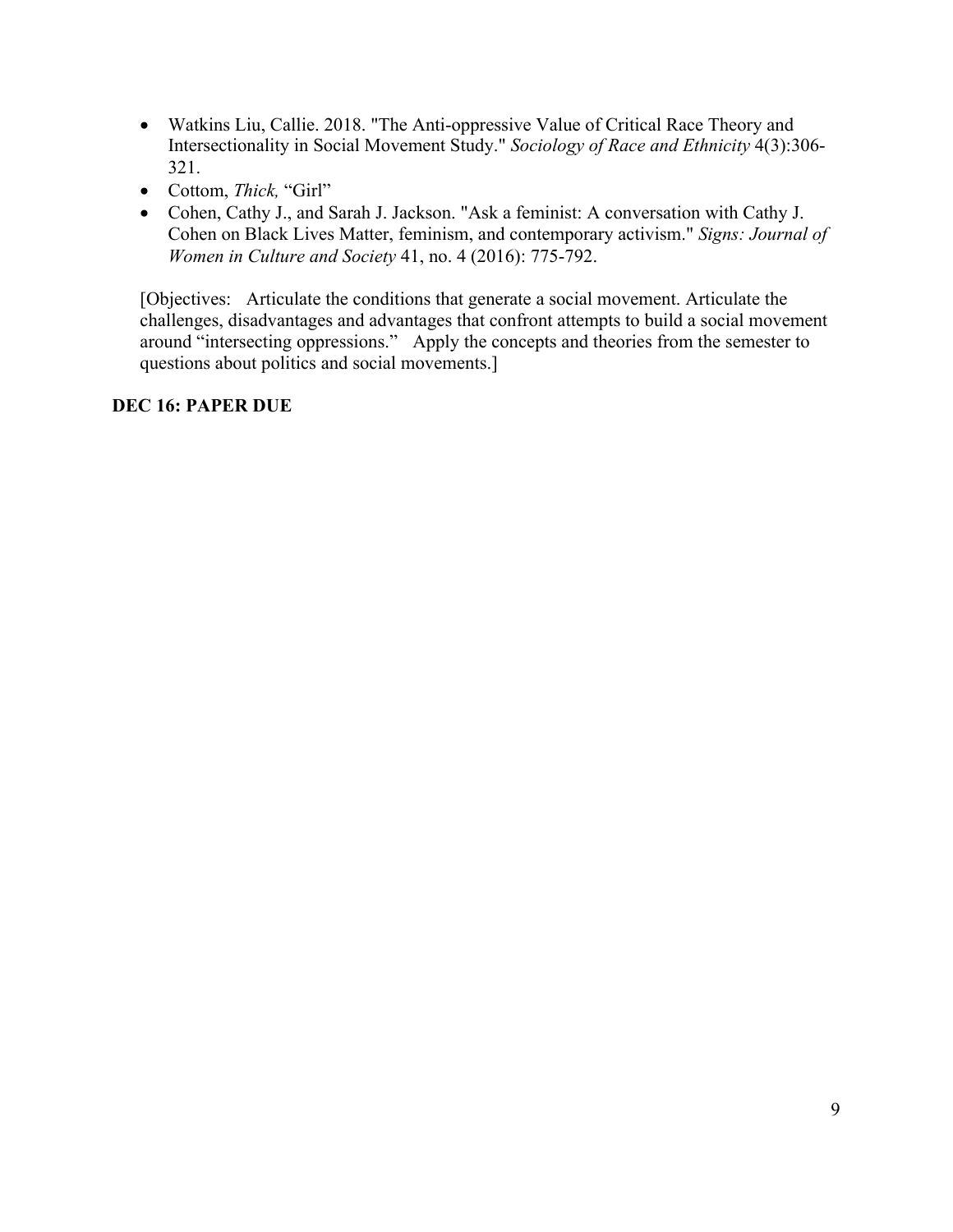- Watkins Liu, Callie. 2018. "The Anti-oppressive Value of Critical Race Theory and Intersectionality in Social Movement Study." *Sociology of Race and Ethnicity* 4(3):306-321.
- Cottom, *Thick,* "Girl"
- Cohen, Cathy J., and Sarah J. Jackson. "Ask a feminist: A conversation with Cathy J. Cohen on Black Lives Matter, feminism, and contemporary activism." *Signs: Journal of Women in Culture and Society* 41, no. 4 (2016): 775-792.

[Objectives: Articulate the conditions that generate a social movement. Articulate the challenges, disadvantages and advantages that confront attempts to build a social movement around "intersecting oppressions." Apply the concepts and theories from the semester to questions about politics and social movements.]

**DEC 16: PAPER DUE**